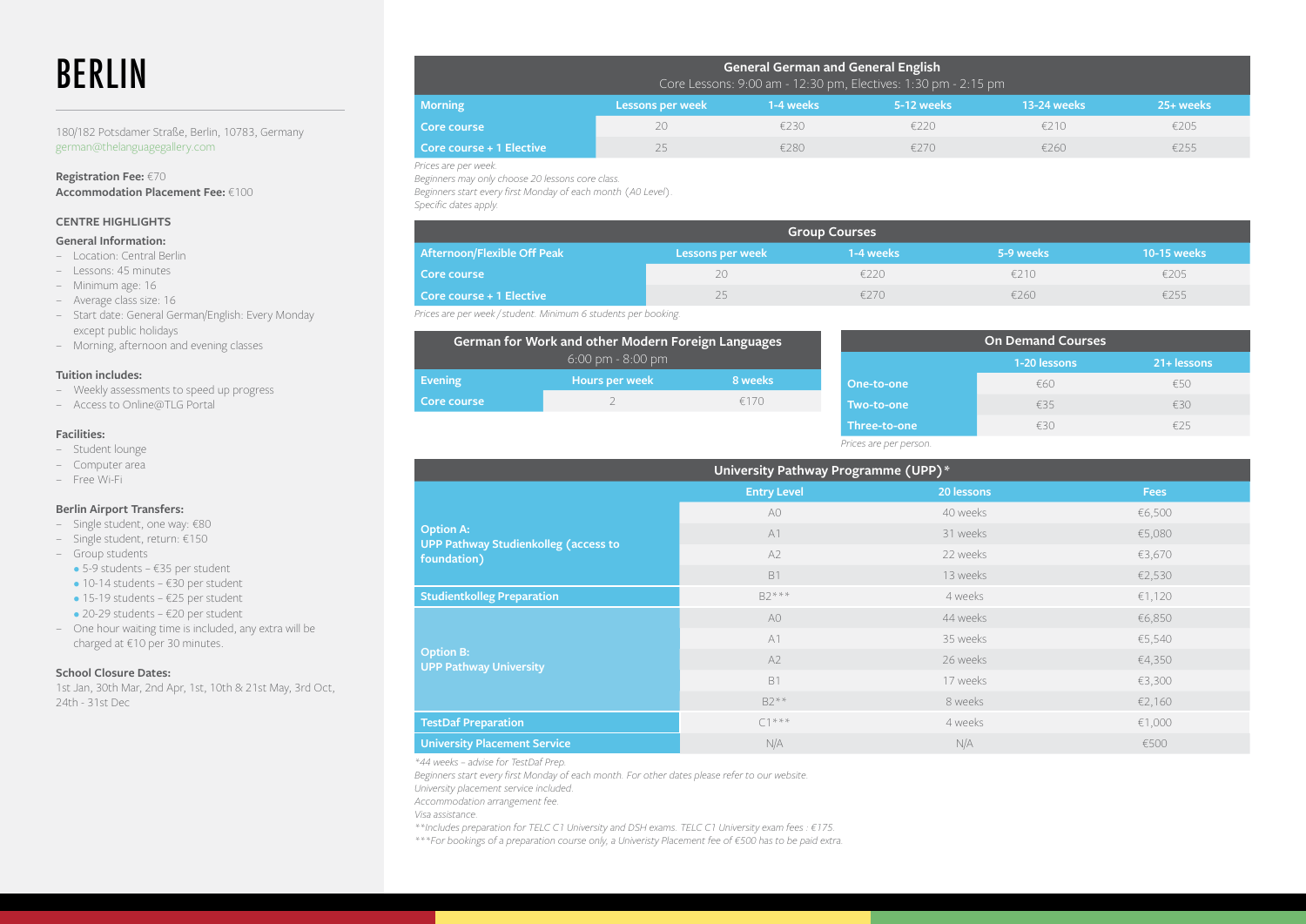# BERLIN

180/182 Potsdamer Straße, Berlin, 10783, Germany
german@thelanguagegallery.com

**Registration Fee:** €70
**Accommodation Placement Fee:** €100

### CENTRE HIGHLIGHTS

**General Information:**

- Location: Central Berlin
- Lessons: 45 minutes
- Minimum age: 16
- Average class size: 16
- Start date: General German/English: Every Monday except public holidays
- Morning, afternoon and evening classes

**Tuition includes:**

- Weekly assessments to speed up progress
- Access to Online@TLG Portal

**Facilities:**

- Student lounge
- Computer area
- Free Wi-Fi

**Berlin Airport Transfers:**

- Single student, one way: €80
- Single student, return: €150
- Group students
  - 5-9 students – €35 per student
  - 10-14 students – €30 per student
  - 15-19 students – €25 per student
  - 20-29 students – €20 per student
- One hour waiting time is included, any extra will be charged at €10 per 30 minutes.

**School Closure Dates:**

1st Jan, 30th Mar, 2nd Apr, 1st, 10th & 21st May, 3rd Oct, 24th - 31st Dec

| General German and General English<br>Core Lessons: 9:00 am - 12:30 pm, Electives: 1:30 pm - 2:15 pm | | | | | |
|---|---|---|---|---|---|
| Morning | Lessons per week | 1-4 weeks | 5-12 weeks | 13-24 weeks | 25+ weeks |
| Core course | 20 | €230 | €220 | €210 | €205 |
| Core course + 1 Elective | 25 | €280 | €270 | €260 | €255 |

*Prices are per week.*
*Beginners may only choose 20 lessons core class.*
*Beginners start every first Monday of each month (A0 Level).*
*Specific dates apply.*

| Group Courses | | | | |
|---|---|---|---|---|
| Afternoon/Flexible Off Peak | Lessons per week | 1-4 weeks | 5-9 weeks | 10-15 weeks |
| Core course | 20 | €220 | €210 | €205 |
| Core course + 1 Elective | 25 | €270 | €260 | €255 |

*Prices are per week / student. Minimum 6 students per booking.*

| German for Work and other Modern Foreign Languages<br>6:00 pm - 8:00 pm | | |
|---|---|---|
| Evening | Hours per week | 8 weeks |
| Core course | 2 | €170 |

| On Demand Courses | | |
|---|---|---|
| | 1-20 lessons | 21+ lessons |
| One-to-one | €60 | €50 |
| Two-to-one | €35 | €30 |
| Three-to-one | €30 | €25 |

*Prices are per person.*

| University Pathway Programme (UPP)* | | | |
|---|---|---|---|
| | Entry Level | 20 lessons | Fees |
| Option A: UPP Pathway Studienkolleg (access to foundation) | A0 | 40 weeks | €6,500 |
| | A1 | 31 weeks | €5,080 |
| | A2 | 22 weeks | €3,670 |
| | B1 | 13 weeks | €2,530 |
| Studientkolleg Preparation | B2*** | 4 weeks | €1,120 |
| Option B: UPP Pathway University | A0 | 44 weeks | €6,850 |
| | A1 | 35 weeks | €5,540 |
| | A2 | 26 weeks | €4,350 |
| | B1 | 17 weeks | €3,300 |
| | B2** | 8 weeks | €2,160 |
| TestDaf Preparation | C1*** | 4 weeks | €1,000 |
| University Placement Service | N/A | N/A | €500 |

*\*44 weeks - advise for TestDaf Prep.*
*Beginners start every first Monday of each month. For other dates please refer to our website.*
*University placement service included.*
*Accommodation arrangement fee.*
*Visa assistance.*
*\*\*Includes preparation for TELC C1 University and DSH exams. TELC C1 University exam fees : €175.*
*\*\*\*For bookings of a preparation course only, a Univeristy Placement fee of €500 has to be paid extra.*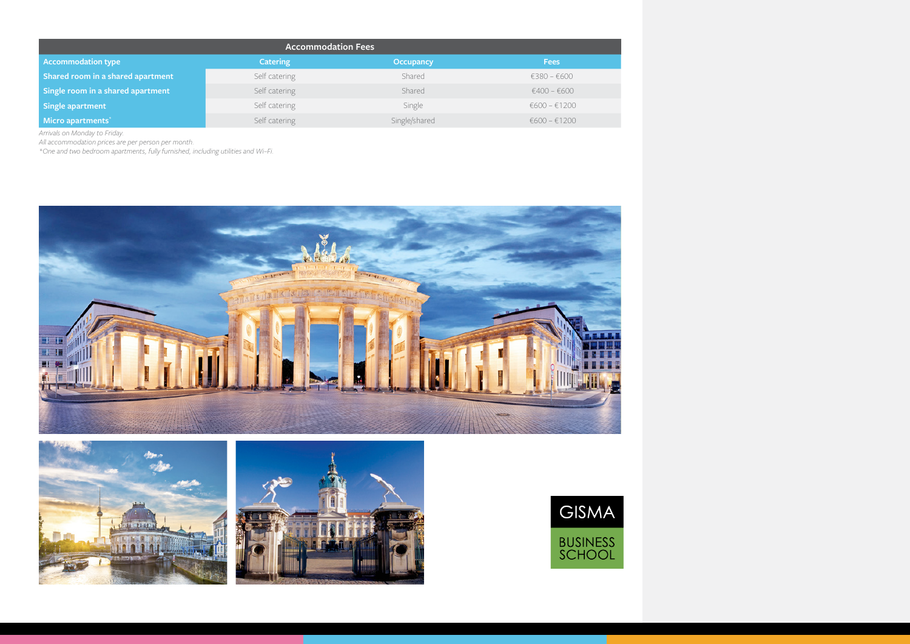| Accommodation Fees | | | |
|---|---|---|---|
| **Accommodation type** | **Catering** | **Occupancy** | **Fees** |
| **Shared room in a shared apartment** | Self catering | Shared | €380 – €600 |
| **Single room in a shared apartment** | Self catering | Shared | €400 – €600 |
| **Single apartment** | Self catering | Single | €600 – €1200 |
| **Micro apartments*** | Self catering | Single/shared | €600 – €1200 |

*Arrivals on Monday to Friday.*

*All accommodation prices are per person per month.*

*\*One and two bedroom apartments, fully furnished, including utilities and Wi-Fi.*

GISMA BUSINESS SCHOOL